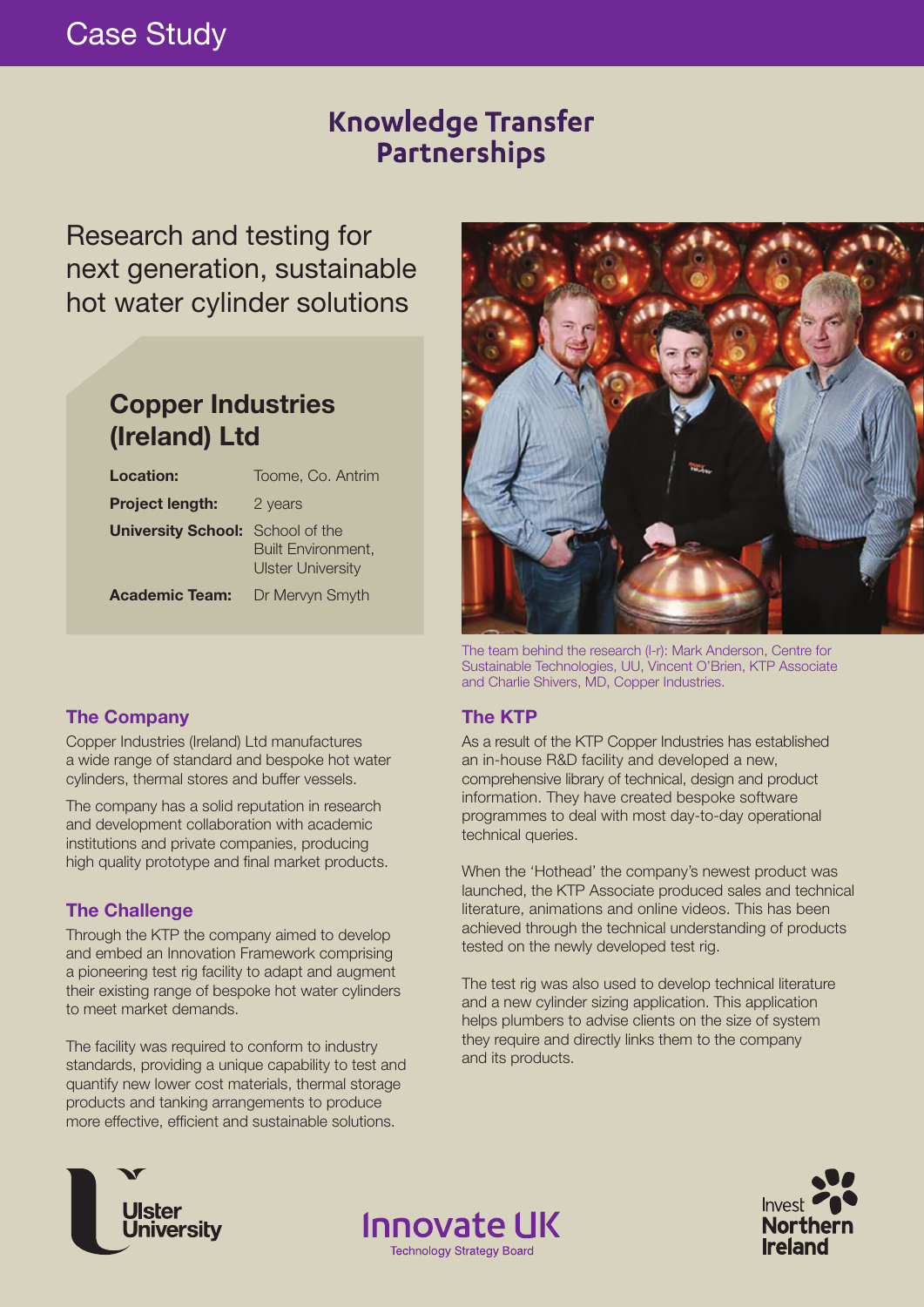# Case Study

## Knowledge Transfer Partnerships

# Research and testing for next generation, sustainable hot water cylinder solutions

## Copper Industries (Ireland) Ltd

| | |
|---|---|
| **Location:** | Toome, Co. Antrim |
| **Project length:** | 2 years |
| **University School:** | School of the Built Environment, Ulster University |
| **Academic Team:** | Dr Mervyn Smyth |

The team behind the research (l-r): Mark Anderson, Centre for Sustainable Technologies, UU, Vincent O'Brien, KTP Associate and Charlie Shivers, MD, Copper Industries.

### The Company

Copper Industries (Ireland) Ltd manufactures a wide range of standard and bespoke hot water cylinders, thermal stores and buffer vessels.

The company has a solid reputation in research and development collaboration with academic institutions and private companies, producing high quality prototype and final market products.

### The Challenge

Through the KTP the company aimed to develop and embed an Innovation Framework comprising a pioneering test rig facility to adapt and augment their existing range of bespoke hot water cylinders to meet market demands.

The facility was required to conform to industry standards, providing a unique capability to test and quantify new lower cost materials, thermal storage products and tanking arrangements to produce more effective, efficient and sustainable solutions.

### The KTP

As a result of the KTP Copper Industries has established an in-house R&D facility and developed a new, comprehensive library of technical, design and product information. They have created bespoke software programmes to deal with most day-to-day operational technical queries.

When the 'Hothead' the company's newest product was launched, the KTP Associate produced sales and technical literature, animations and online videos. This has been achieved through the technical understanding of products tested on the newly developed test rig.

The test rig was also used to develop technical literature and a new cylinder sizing application. This application helps plumbers to advise clients on the size of system they require and directly links them to the company and its products.

Ulster University | Innovate UK Technology Strategy Board | Invest Northern Ireland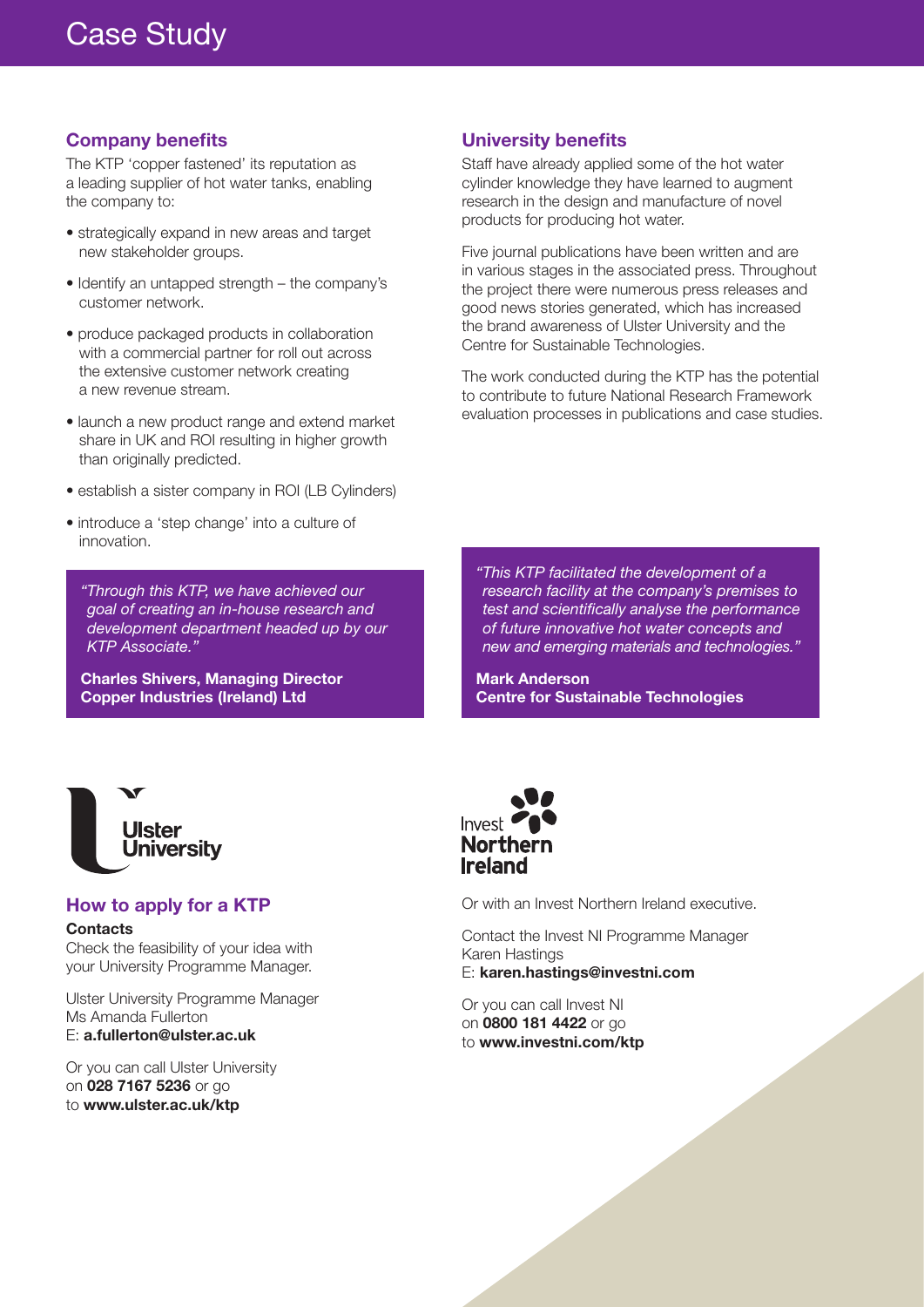# Case Study

## Company benefits

The KTP 'copper fastened' its reputation as a leading supplier of hot water tanks, enabling the company to:

- strategically expand in new areas and target new stakeholder groups.
- Identify an untapped strength – the company's customer network.
- produce packaged products in collaboration with a commercial partner for roll out across the extensive customer network creating a new revenue stream.
- launch a new product range and extend market share in UK and ROI resulting in higher growth than originally predicted.
- establish a sister company in ROI (LB Cylinders)
- introduce a 'step change' into a culture of innovation.

*"Through this KTP, we have achieved our goal of creating an in-house research and development department headed up by our KTP Associate."*

**Charles Shivers, Managing Director**
**Copper Industries (Ireland) Ltd**

## University benefits

Staff have already applied some of the hot water cylinder knowledge they have learned to augment research in the design and manufacture of novel products for producing hot water.

Five journal publications have been written and are in various stages in the associated press. Throughout the project there were numerous press releases and good news stories generated, which has increased the brand awareness of Ulster University and the Centre for Sustainable Technologies.

The work conducted during the KTP has the potential to contribute to future National Research Framework evaluation processes in publications and case studies.

*"This KTP facilitated the development of a research facility at the company's premises to test and scientifically analyse the performance of future innovative hot water concepts and new and emerging materials and technologies."*

**Mark Anderson**
**Centre for Sustainable Technologies**

Ulster University

## How to apply for a KTP

**Contacts**
Check the feasibility of your idea with your University Programme Manager.

Ulster University Programme Manager
Ms Amanda Fullerton
E: **a.fullerton@ulster.ac.uk**

Or you can call Ulster University on **028 7167 5236** or go to **www.ulster.ac.uk/ktp**

Invest Northern Ireland

Or with an Invest Northern Ireland executive.

Contact the Invest NI Programme Manager
Karen Hastings
E: **karen.hastings@investni.com**

Or you can call Invest NI on **0800 181 4422** or go to **www.investni.com/ktp**